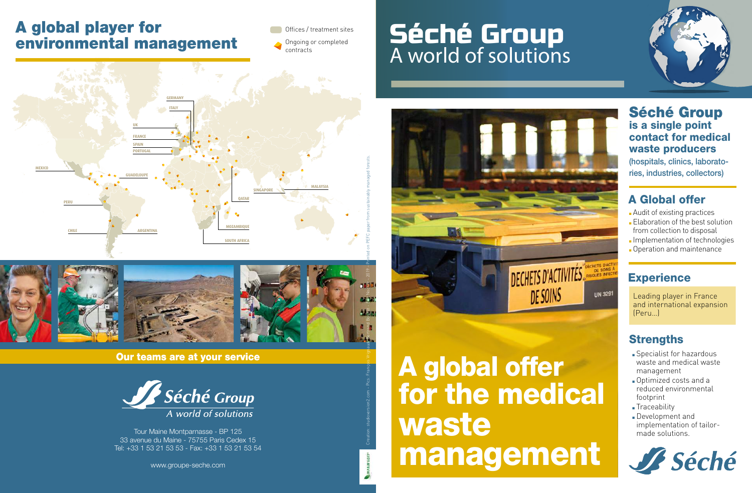# A global player for environmental management

Offices / treatment sites

Ongoing or completed contracts

GERMANY
ITALY
UK
FRANCE
SPAIN
PORTUGAL
MEXICO
GUADELOUPE
PERU
CHILE
ARGENTINA
SINGAPORE
MALAYSIA
QATAR
MOZAMBIQUE
SOUTH AFRICA

**Our teams are at your service**

*Séché Group*
*A world of solutions*

Tour Maine Montparnasse - BP 125
33 avenue du Maine - 75755 Paris Cedex 15
Tel: +33 1 53 21 53 53 - Fax: +33 1 53 21 53 54

www.groupe-seche.com

Création: studioversion2.com - Pics: François Vrignaud, Bertrand Bechard - Paul Nicolle - 2019 - Printed on PEFC paper from sustainably managed forests.

# Séché Group
A world of solutions

DECHETS D'ACTIVITES DE SOINS
DÉCHETS D'ACTIVITÉS DE SOINS À RISQUES INFECTIEUX
UN 3291

# A global offer for the medical waste management

## Séché Group is a single point contact for medical waste producers
(hospitals, clinics, laboratories, industries, collectors)

## A Global offer

- Audit of existing practices
- Elaboration of the best solution from collection to disposal
- Implementation of technologies
- Operation and maintenance

## Experience

Leading player in France and international expansion (Peru...)

## Strengths

- Specialist for hazardous waste and medical waste management
- Optimized costs and a reduced environmental footprint
- Traceability
- Development and implementation of tailor-made solutions.

*Séché*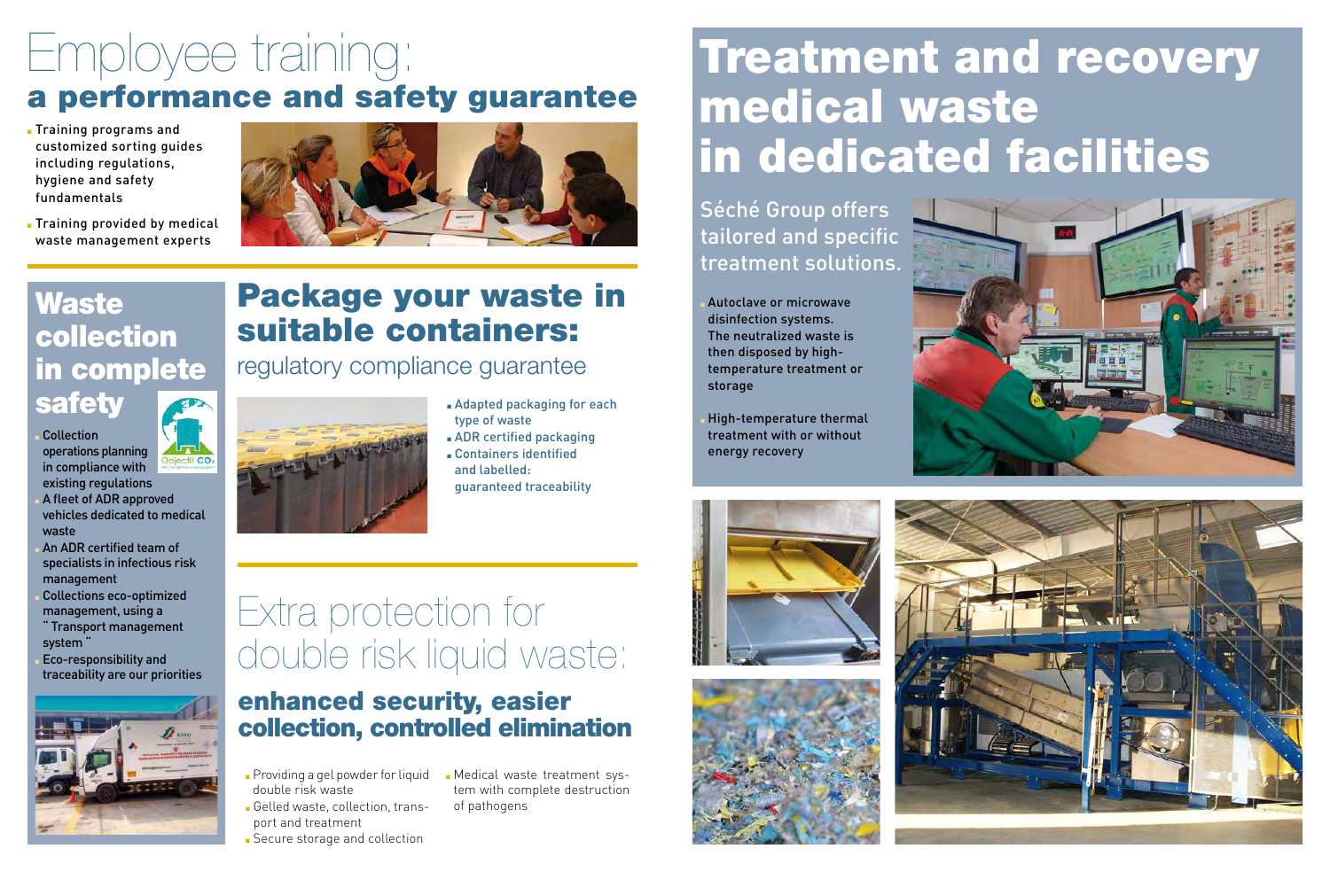# Employee training: a performance and safety guarantee

- Training programs and customized sorting guides including regulations, hygiene and safety fundamentals
- Training provided by medical waste management experts

## Waste collection in complete safety

- Collection operations planning in compliance with existing regulations
- A fleet of ADR approved vehicles dedicated to medical waste
- An ADR certified team of specialists in infectious risk management
- Collections eco-optimized management, using a " Transport management system "
- Eco-responsibility and traceability are our priorities

Objectif $CO_2$

## Package your waste in suitable containers:

### regulatory compliance guarantee

- Adapted packaging for each type of waste
- ADR certified packaging
- Containers identified and labelled: guaranteed traceability

## Extra protection for double risk liquid waste:

### enhanced security, easier collection, controlled elimination

- Providing a gel powder for liquid double risk waste
- Gelled waste, collection, transport and treatment
- Secure storage and collection
- Medical waste treatment system with complete destruction of pathogens

# Treatment and recovery medical waste in dedicated facilities

Séché Group offers tailored and specific treatment solutions.

- Autoclave or microwave disinfection systems. The neutralized waste is then disposed by high-temperature treatment or storage
- High-temperature thermal treatment with or without energy recovery